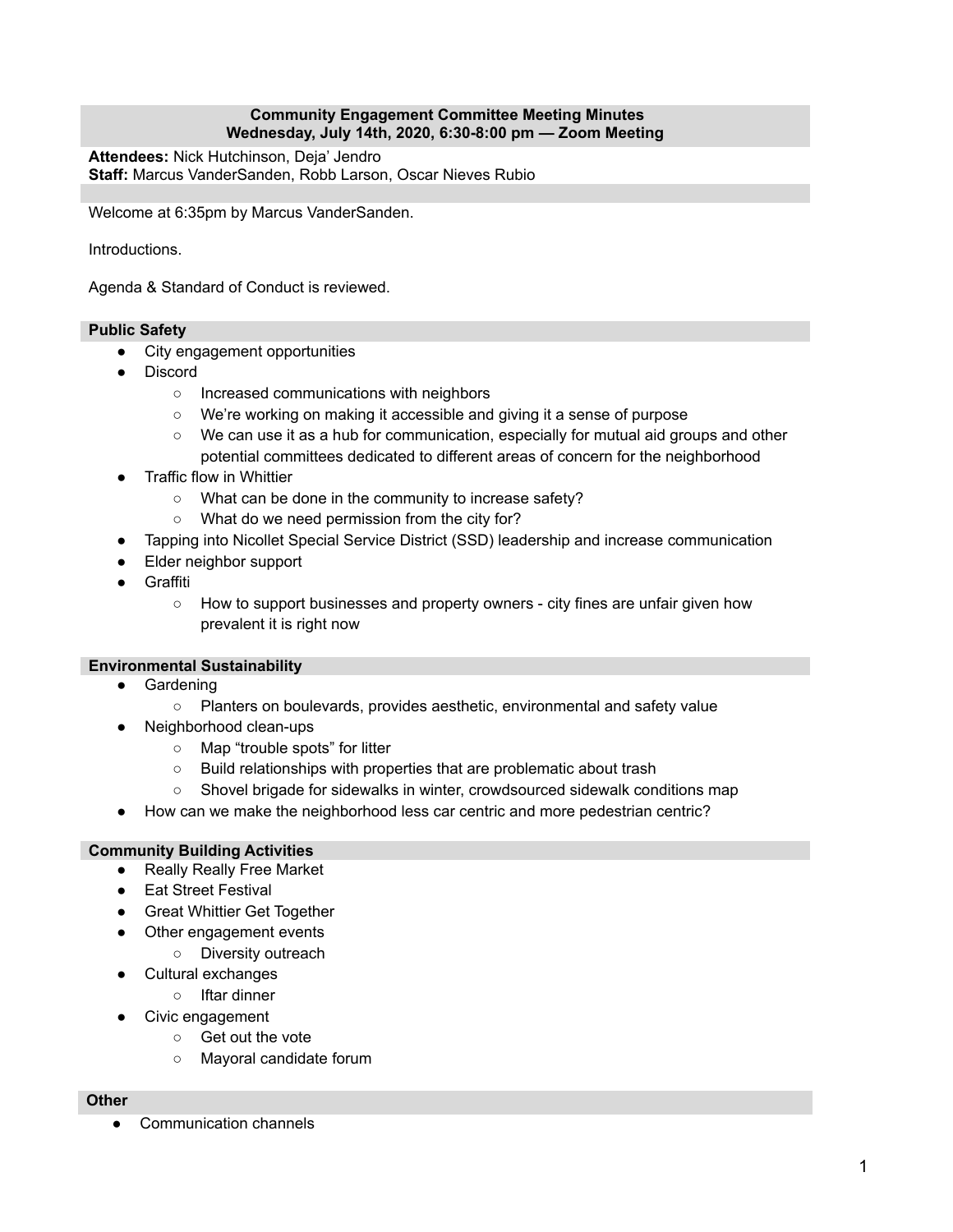**Community Engagement Committee Meeting Minutes**
**Wednesday, July 14th, 2020, 6:30-8:00 pm — Zoom Meeting**

**Attendees:** Nick Hutchinson, Deja' Jendro
**Staff:** Marcus VanderSanden, Robb Larson, Oscar Nieves Rubio

Welcome at 6:35pm by Marcus VanderSanden.

Introductions.

Agenda & Standard of Conduct is reviewed.

## Public Safety

- City engagement opportunities
- Discord
  - Increased communications with neighbors
  - We're working on making it accessible and giving it a sense of purpose
  - We can use it as a hub for communication, especially for mutual aid groups and other potential committees dedicated to different areas of concern for the neighborhood
- Traffic flow in Whittier
  - What can be done in the community to increase safety?
  - What do we need permission from the city for?
- Tapping into Nicollet Special Service District (SSD) leadership and increase communication
- Elder neighbor support
- Graffiti
  - How to support businesses and property owners - city fines are unfair given how prevalent it is right now

## Environmental Sustainability

- Gardening
  - Planters on boulevards, provides aesthetic, environmental and safety value
- Neighborhood clean-ups
  - Map "trouble spots" for litter
  - Build relationships with properties that are problematic about trash
  - Shovel brigade for sidewalks in winter, crowdsourced sidewalk conditions map
- How can we make the neighborhood less car centric and more pedestrian centric?

## Community Building Activities

- Really Really Free Market
- Eat Street Festival
- Great Whittier Get Together
- Other engagement events
  - Diversity outreach
- Cultural exchanges
  - Iftar dinner
- Civic engagement
  - Get out the vote
  - Mayoral candidate forum

## Other

- Communication channels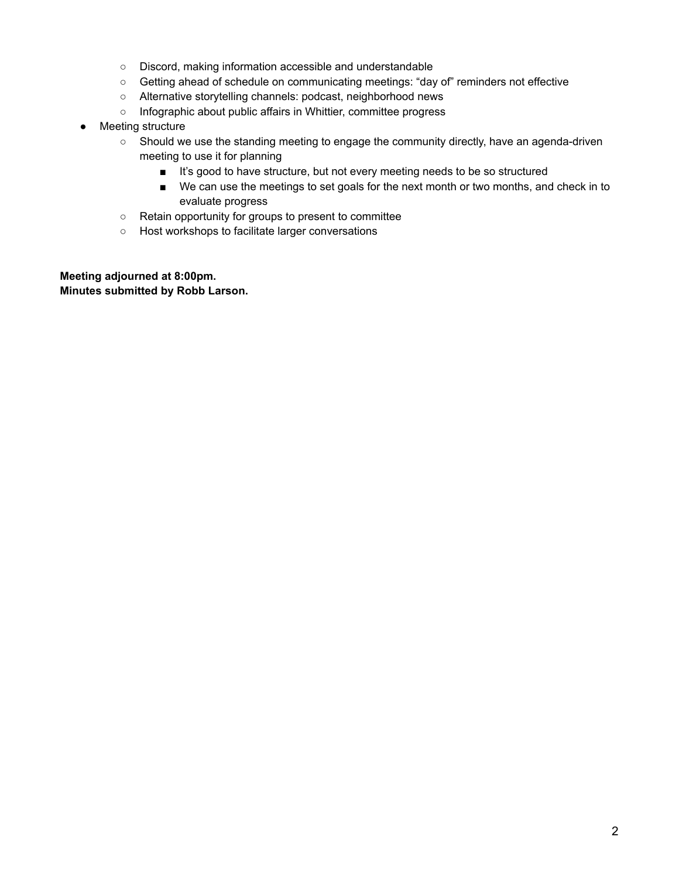- Discord, making information accessible and understandable
  - Getting ahead of schedule on communicating meetings: "day of" reminders not effective
  - Alternative storytelling channels: podcast, neighborhood news
  - Infographic about public affairs in Whittier, committee progress
- Meeting structure
  - Should we use the standing meeting to engage the community directly, have an agenda-driven meeting to use it for planning
    - It's good to have structure, but not every meeting needs to be so structured
    - We can use the meetings to set goals for the next month or two months, and check in to evaluate progress
  - Retain opportunity for groups to present to committee
  - Host workshops to facilitate larger conversations

**Meeting adjourned at 8:00pm.**
**Minutes submitted by Robb Larson.**